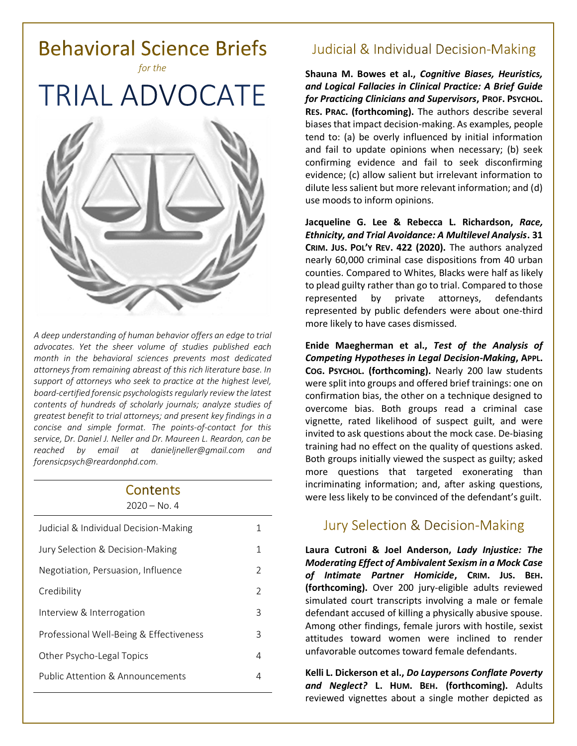# Behavioral Science Briefs

*for the*

# TRIAL ADVOCATE

*A deep understanding of human behavior offers an edge to trial advocates. Yet the sheer volume of studies published each month in the behavioral sciences prevents most dedicated attorneys from remaining abreast of this rich literature base. In support of attorneys who seek to practice at the highest level, board-certified forensic psychologists regularly review the latest contents of hundreds of scholarly journals; analyze studies of greatest benefit to trial attorneys; and present key findings in a concise and simple format. The points-of-contact for this service, Dr. Daniel J. Neller and Dr. Maureen L. Reardon, can be reached by email at danieljneller@gmail.com and forensicpsych@reardonphd.com.*

## Contents

2020 – No. 4

| | |
|---|---|
| Judicial & Individual Decision-Making | 1 |
| Jury Selection & Decision-Making | 1 |
| Negotiation, Persuasion, Influence | 2 |
| Credibility | 2 |
| Interview & Interrogation | 3 |
| Professional Well-Being & Effectiveness | 3 |
| Other Psycho-Legal Topics | 4 |
| Public Attention & Announcements | 4 |

## Judicial & Individual Decision-Making

**Shauna M. Bowes et al., *Cognitive Biases, Heuristics, and Logical Fallacies in Clinical Practice: A Brief Guide for Practicing Clinicians and Supervisors*, PROF. PSYCHOL. RES. PRAC. (forthcoming).** The authors describe several biases that impact decision-making. As examples, people tend to: (a) be overly influenced by initial information and fail to update opinions when necessary; (b) seek confirming evidence and fail to seek disconfirming evidence; (c) allow salient but irrelevant information to dilute less salient but more relevant information; and (d) use moods to inform opinions.

**Jacqueline G. Lee & Rebecca L. Richardson, *Race, Ethnicity, and Trial Avoidance: A Multilevel Analysis*. 31 CRIM. JUS. POL'Y REV. 422 (2020).** The authors analyzed nearly 60,000 criminal case dispositions from 40 urban counties. Compared to Whites, Blacks were half as likely to plead guilty rather than go to trial. Compared to those represented by private attorneys, defendants represented by public defenders were about one-third more likely to have cases dismissed.

**Enide Maegherman et al., *Test of the Analysis of Competing Hypotheses in Legal Decision-Making*, APPL. COG. PSYCHOL. (forthcoming).** Nearly 200 law students were split into groups and offered brief trainings: one on confirmation bias, the other on a technique designed to overcome bias. Both groups read a criminal case vignette, rated likelihood of suspect guilt, and were invited to ask questions about the mock case. De-biasing training had no effect on the quality of questions asked. Both groups initially viewed the suspect as guilty; asked more questions that targeted exonerating than incriminating information; and, after asking questions, were less likely to be convinced of the defendant's guilt.

## Jury Selection & Decision-Making

**Laura Cutroni & Joel Anderson, *Lady Injustice: The Moderating Effect of Ambivalent Sexism in a Mock Case of Intimate Partner Homicide*, CRIM. JUS. BEH. (forthcoming).** Over 200 jury-eligible adults reviewed simulated court transcripts involving a male or female defendant accused of killing a physically abusive spouse. Among other findings, female jurors with hostile, sexist attitudes toward women were inclined to render unfavorable outcomes toward female defendants.

**Kelli L. Dickerson et al., *Do Laypersons Conflate Poverty and Neglect?* L. HUM. BEH. (forthcoming).** Adults reviewed vignettes about a single mother depicted as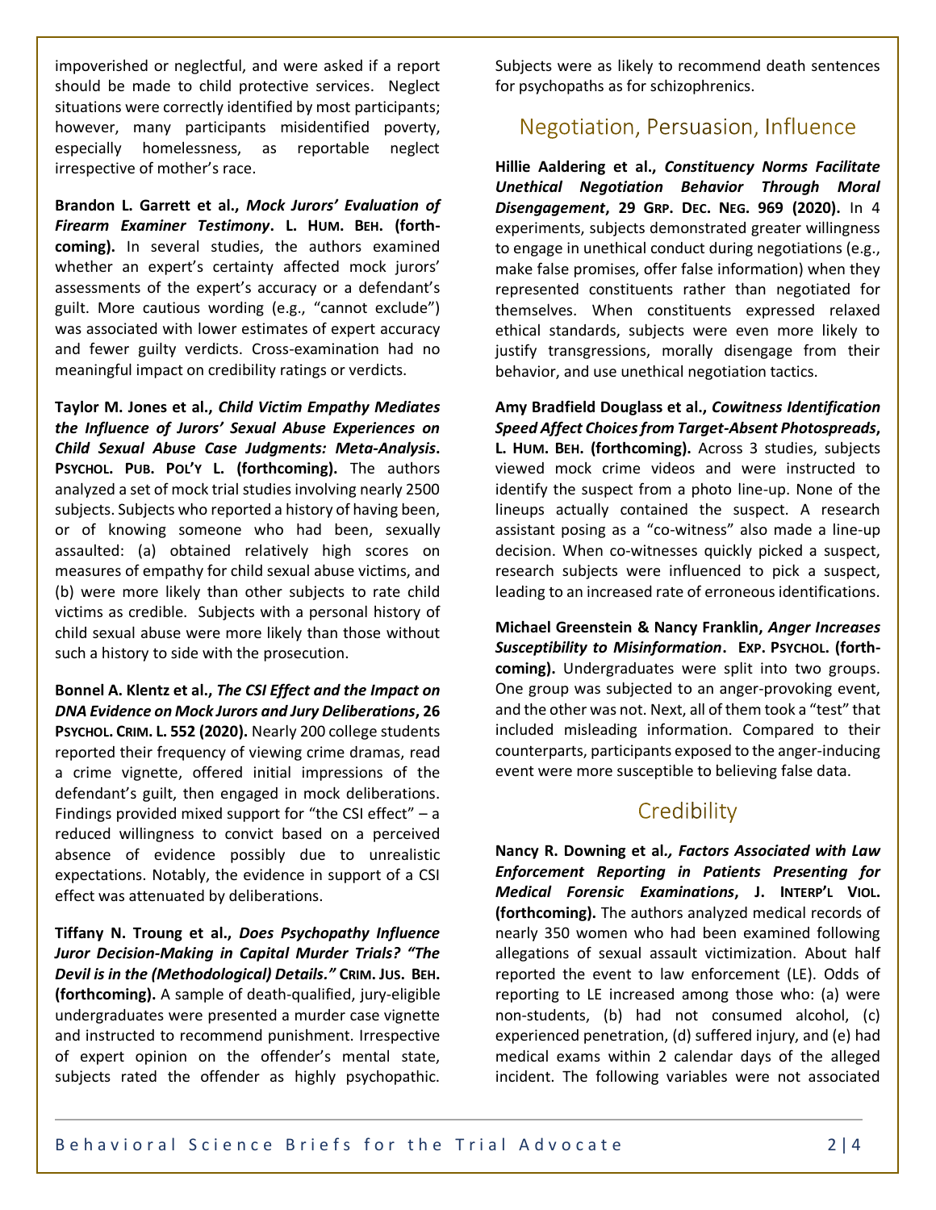impoverished or neglectful, and were asked if a report should be made to child protective services. Neglect situations were correctly identified by most participants; however, many participants misidentified poverty, especially homelessness, as reportable neglect irrespective of mother's race.

**Brandon L. Garrett et al., *Mock Jurors' Evaluation of Firearm Examiner Testimony*. L. HUM. BEH. (forthcoming).** In several studies, the authors examined whether an expert's certainty affected mock jurors' assessments of the expert's accuracy or a defendant's guilt. More cautious wording (e.g., "cannot exclude") was associated with lower estimates of expert accuracy and fewer guilty verdicts. Cross-examination had no meaningful impact on credibility ratings or verdicts.

**Taylor M. Jones et al., *Child Victim Empathy Mediates the Influence of Jurors' Sexual Abuse Experiences on Child Sexual Abuse Case Judgments: Meta-Analysis*. PSYCHOL. PUB. POL'Y L. (forthcoming).** The authors analyzed a set of mock trial studies involving nearly 2500 subjects. Subjects who reported a history of having been, or of knowing someone who had been, sexually assaulted: (a) obtained relatively high scores on measures of empathy for child sexual abuse victims, and (b) were more likely than other subjects to rate child victims as credible. Subjects with a personal history of child sexual abuse were more likely than those without such a history to side with the prosecution.

**Bonnel A. Klentz et al., *The CSI Effect and the Impact on DNA Evidence on Mock Jurors and Jury Deliberations*, 26 PSYCHOL. CRIM. L. 552 (2020).** Nearly 200 college students reported their frequency of viewing crime dramas, read a crime vignette, offered initial impressions of the defendant's guilt, then engaged in mock deliberations. Findings provided mixed support for "the CSI effect" – a reduced willingness to convict based on a perceived absence of evidence possibly due to unrealistic expectations. Notably, the evidence in support of a CSI effect was attenuated by deliberations.

**Tiffany N. Troung et al., *Does Psychopathy Influence Juror Decision-Making in Capital Murder Trials? "The Devil is in the (Methodological) Details."* CRIM. JUS. BEH. (forthcoming).** A sample of death-qualified, jury-eligible undergraduates were presented a murder case vignette and instructed to recommend punishment. Irrespective of expert opinion on the offender's mental state, subjects rated the offender as highly psychopathic. Subjects were as likely to recommend death sentences for psychopaths as for schizophrenics.

## Negotiation, Persuasion, Influence

**Hillie Aaldering et al., *Constituency Norms Facilitate Unethical Negotiation Behavior Through Moral Disengagement*, 29 GRP. DEC. NEG. 969 (2020).** In 4 experiments, subjects demonstrated greater willingness to engage in unethical conduct during negotiations (e.g., make false promises, offer false information) when they represented constituents rather than negotiated for themselves. When constituents expressed relaxed ethical standards, subjects were even more likely to justify transgressions, morally disengage from their behavior, and use unethical negotiation tactics.

**Amy Bradfield Douglass et al., *Cowitness Identification Speed Affect Choices from Target-Absent Photospreads*, L. HUM. BEH. (forthcoming).** Across 3 studies, subjects viewed mock crime videos and were instructed to identify the suspect from a photo line-up. None of the lineups actually contained the suspect. A research assistant posing as a "co-witness" also made a line-up decision. When co-witnesses quickly picked a suspect, research subjects were influenced to pick a suspect, leading to an increased rate of erroneous identifications.

**Michael Greenstein & Nancy Franklin, *Anger Increases Susceptibility to Misinformation*. EXP. PSYCHOL. (forthcoming).** Undergraduates were split into two groups. One group was subjected to an anger-provoking event, and the other was not. Next, all of them took a "test" that included misleading information. Compared to their counterparts, participants exposed to the anger-inducing event were more susceptible to believing false data.

## Credibility

**Nancy R. Downing et al., *Factors Associated with Law Enforcement Reporting in Patients Presenting for Medical Forensic Examinations*, J. INTERP'L VIOL. (forthcoming).** The authors analyzed medical records of nearly 350 women who had been examined following allegations of sexual assault victimization. About half reported the event to law enforcement (LE). Odds of reporting to LE increased among those who: (a) were non-students, (b) had not consumed alcohol, (c) experienced penetration, (d) suffered injury, and (e) had medical exams within 2 calendar days of the alleged incident. The following variables were not associated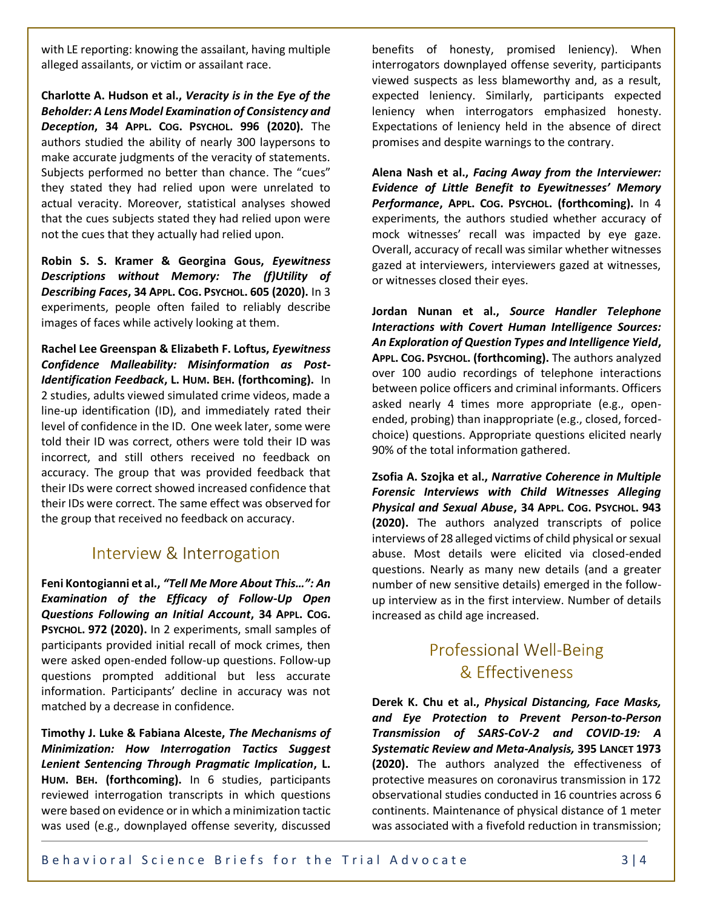with LE reporting: knowing the assailant, having multiple alleged assailants, or victim or assailant race.

**Charlotte A. Hudson et al., *Veracity is in the Eye of the Beholder: A Lens Model Examination of Consistency and Deception*, 34 APPL. COG. PSYCHOL. 996 (2020).** The authors studied the ability of nearly 300 laypersons to make accurate judgments of the veracity of statements. Subjects performed no better than chance. The "cues" they stated they had relied upon were unrelated to actual veracity. Moreover, statistical analyses showed that the cues subjects stated they had relied upon were not the cues that they actually had relied upon.

**Robin S. S. Kramer & Georgina Gous, *Eyewitness Descriptions without Memory: The (f)Utility of Describing Faces*, 34 APPL. COG. PSYCHOL. 605 (2020).** In 3 experiments, people often failed to reliably describe images of faces while actively looking at them.

**Rachel Lee Greenspan & Elizabeth F. Loftus, *Eyewitness Confidence Malleability: Misinformation as Post-Identification Feedback*, L. HUM. BEH. (forthcoming).** In 2 studies, adults viewed simulated crime videos, made a line-up identification (ID), and immediately rated their level of confidence in the ID. One week later, some were told their ID was correct, others were told their ID was incorrect, and still others received no feedback on accuracy. The group that was provided feedback that their IDs were correct showed increased confidence that their IDs were correct. The same effect was observed for the group that received no feedback on accuracy.

## Interview & Interrogation

**Feni Kontogianni et al., *"Tell Me More About This…": An Examination of the Efficacy of Follow-Up Open Questions Following an Initial Account*, 34 APPL. COG. PSYCHOL. 972 (2020).** In 2 experiments, small samples of participants provided initial recall of mock crimes, then were asked open-ended follow-up questions. Follow-up questions prompted additional but less accurate information. Participants' decline in accuracy was not matched by a decrease in confidence.

**Timothy J. Luke & Fabiana Alceste, *The Mechanisms of Minimization: How Interrogation Tactics Suggest Lenient Sentencing Through Pragmatic Implication*, L. HUM. BEH. (forthcoming).** In 6 studies, participants reviewed interrogation transcripts in which questions were based on evidence or in which a minimization tactic was used (e.g., downplayed offense severity, discussed benefits of honesty, promised leniency). When interrogators downplayed offense severity, participants viewed suspects as less blameworthy and, as a result, expected leniency. Similarly, participants expected leniency when interrogators emphasized honesty. Expectations of leniency held in the absence of direct promises and despite warnings to the contrary.

**Alena Nash et al., *Facing Away from the Interviewer: Evidence of Little Benefit to Eyewitnesses' Memory Performance*, APPL. COG. PSYCHOL. (forthcoming).** In 4 experiments, the authors studied whether accuracy of mock witnesses' recall was impacted by eye gaze. Overall, accuracy of recall was similar whether witnesses gazed at interviewers, interviewers gazed at witnesses, or witnesses closed their eyes.

**Jordan Nunan et al., *Source Handler Telephone Interactions with Covert Human Intelligence Sources: An Exploration of Question Types and Intelligence Yield*, APPL. COG. PSYCHOL. (forthcoming).** The authors analyzed over 100 audio recordings of telephone interactions between police officers and criminal informants. Officers asked nearly 4 times more appropriate (e.g., open-ended, probing) than inappropriate (e.g., closed, forced-choice) questions. Appropriate questions elicited nearly 90% of the total information gathered.

**Zsofia A. Szojka et al., *Narrative Coherence in Multiple Forensic Interviews with Child Witnesses Alleging Physical and Sexual Abuse*, 34 APPL. COG. PSYCHOL. 943 (2020).** The authors analyzed transcripts of police interviews of 28 alleged victims of child physical or sexual abuse. Most details were elicited via closed-ended questions. Nearly as many new details (and a greater number of new sensitive details) emerged in the follow-up interview as in the first interview. Number of details increased as child age increased.

## Professional Well-Being & Effectiveness

**Derek K. Chu et al., *Physical Distancing, Face Masks, and Eye Protection to Prevent Person-to-Person Transmission of SARS-CoV-2 and COVID-19: A Systematic Review and Meta-Analysis,* 395 LANCET 1973 (2020).** The authors analyzed the effectiveness of protective measures on coronavirus transmission in 172 observational studies conducted in 16 countries across 6 continents. Maintenance of physical distance of 1 meter was associated with a fivefold reduction in transmission;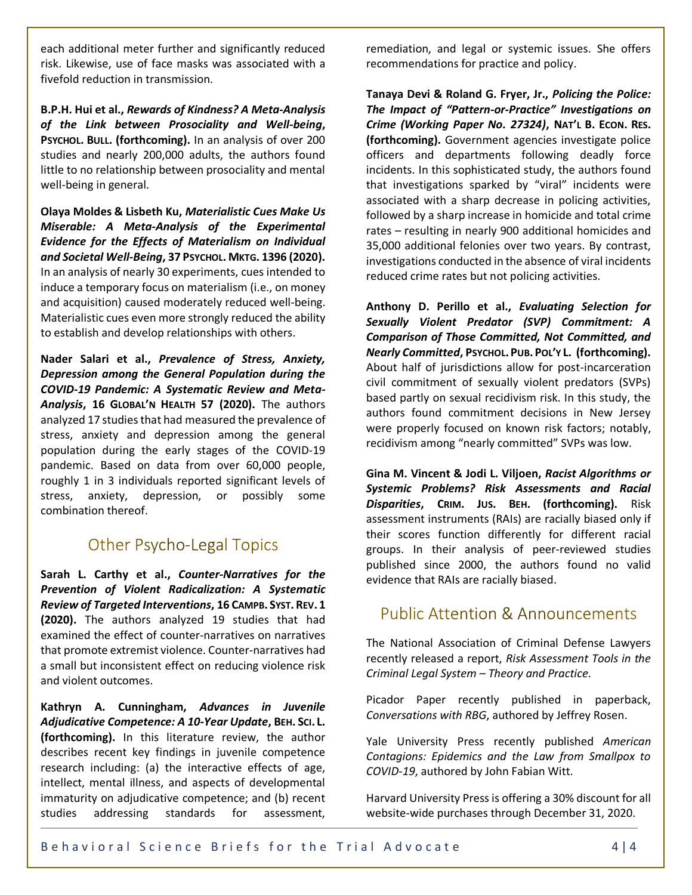each additional meter further and significantly reduced risk. Likewise, use of face masks was associated with a fivefold reduction in transmission.

**B.P.H. Hui et al., *Rewards of Kindness? A Meta-Analysis of the Link between Prosociality and Well-being*, PSYCHOL. BULL. (forthcoming).** In an analysis of over 200 studies and nearly 200,000 adults, the authors found little to no relationship between prosociality and mental well-being in general.

**Olaya Moldes & Lisbeth Ku, *Materialistic Cues Make Us Miserable: A Meta-Analysis of the Experimental Evidence for the Effects of Materialism on Individual and Societal Well-Being*, 37 PSYCHOL. MKTG. 1396 (2020).** In an analysis of nearly 30 experiments, cues intended to induce a temporary focus on materialism (i.e., on money and acquisition) caused moderately reduced well-being. Materialistic cues even more strongly reduced the ability to establish and develop relationships with others.

**Nader Salari et al., *Prevalence of Stress, Anxiety, Depression among the General Population during the COVID-19 Pandemic: A Systematic Review and Meta-Analysis*, 16 GLOBAL'N HEALTH 57 (2020).** The authors analyzed 17 studies that had measured the prevalence of stress, anxiety and depression among the general population during the early stages of the COVID-19 pandemic. Based on data from over 60,000 people, roughly 1 in 3 individuals reported significant levels of stress, anxiety, depression, or possibly some combination thereof.

## Other Psycho-Legal Topics

**Sarah L. Carthy et al., *Counter-Narratives for the Prevention of Violent Radicalization: A Systematic Review of Targeted Interventions*, 16 CAMPB. SYST. REV. 1 (2020).** The authors analyzed 19 studies that had examined the effect of counter-narratives on narratives that promote extremist violence. Counter-narratives had a small but inconsistent effect on reducing violence risk and violent outcomes.

**Kathryn A. Cunningham, *Advances in Juvenile Adjudicative Competence: A 10-Year Update*, BEH. SCI. L. (forthcoming).** In this literature review, the author describes recent key findings in juvenile competence research including: (a) the interactive effects of age, intellect, mental illness, and aspects of developmental immaturity on adjudicative competence; and (b) recent studies addressing standards for assessment, remediation, and legal or systemic issues. She offers recommendations for practice and policy.

**Tanaya Devi & Roland G. Fryer, Jr., *Policing the Police: The Impact of "Pattern-or-Practice" Investigations on Crime (Working Paper No. 27324)*, NAT'L B. ECON. RES. (forthcoming).** Government agencies investigate police officers and departments following deadly force incidents. In this sophisticated study, the authors found that investigations sparked by "viral" incidents were associated with a sharp decrease in policing activities, followed by a sharp increase in homicide and total crime rates – resulting in nearly 900 additional homicides and 35,000 additional felonies over two years. By contrast, investigations conducted in the absence of viral incidents reduced crime rates but not policing activities.

**Anthony D. Perillo et al., *Evaluating Selection for Sexually Violent Predator (SVP) Commitment: A Comparison of Those Committed, Not Committed, and Nearly Committed*, PSYCHOL. PUB. POL'Y L. (forthcoming).** About half of jurisdictions allow for post-incarceration civil commitment of sexually violent predators (SVPs) based partly on sexual recidivism risk. In this study, the authors found commitment decisions in New Jersey were properly focused on known risk factors; notably, recidivism among "nearly committed" SVPs was low.

**Gina M. Vincent & Jodi L. Viljoen, *Racist Algorithms or Systemic Problems? Risk Assessments and Racial Disparities*, CRIM. JUS. BEH. (forthcoming).** Risk assessment instruments (RAIs) are racially biased only if their scores function differently for different racial groups. In their analysis of peer-reviewed studies published since 2000, the authors found no valid evidence that RAIs are racially biased.

## Public Attention & Announcements

The National Association of Criminal Defense Lawyers recently released a report, *Risk Assessment Tools in the Criminal Legal System – Theory and Practice*.

Picador Paper recently published in paperback, *Conversations with RBG*, authored by Jeffrey Rosen.

Yale University Press recently published *American Contagions: Epidemics and the Law from Smallpox to COVID-19*, authored by John Fabian Witt.

Harvard University Press is offering a 30% discount for all website-wide purchases through December 31, 2020.